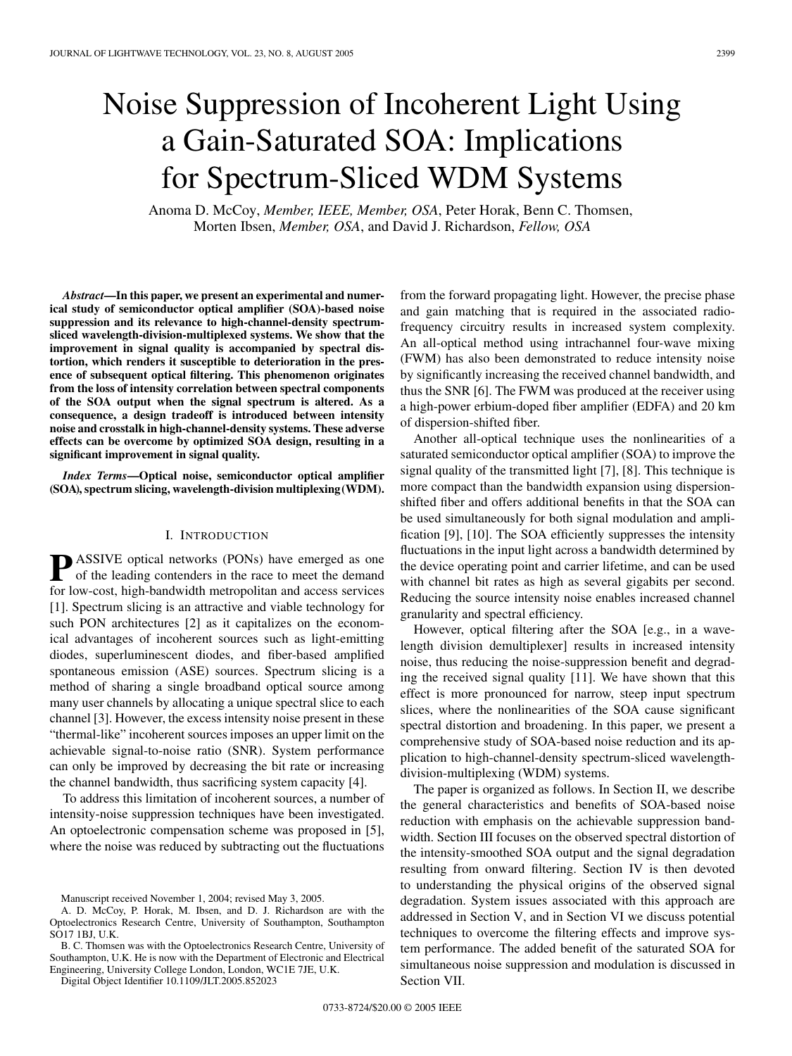# Noise Suppression of Incoherent Light Using a Gain-Saturated SOA: Implications for Spectrum-Sliced WDM Systems

Anoma D. McCoy, *Member, IEEE, Member, OSA*, Peter Horak, Benn C. Thomsen, Morten Ibsen, *Member, OSA*, and David J. Richardson, *Fellow, OSA*

***Abstract*—In this paper, we present an experimental and numerical study of semiconductor optical amplifier (SOA)-based noise suppression and its relevance to high-channel-density spectrum-sliced wavelength-division-multiplexed systems. We show that the improvement in signal quality is accompanied by spectral distortion, which renders it susceptible to deterioration in the presence of subsequent optical filtering. This phenomenon originates from the loss of intensity correlation between spectral components of the SOA output when the signal spectrum is altered. As a consequence, a design tradeoff is introduced between intensity noise and crosstalk in high-channel-density systems. These adverse effects can be overcome by optimized SOA design, resulting in a significant improvement in signal quality.**

***Index Terms*—Optical noise, semiconductor optical amplifier (SOA), spectrum slicing, wavelength-division multiplexing (WDM).**

## I. Introduction

Passive optical networks (PONs) have emerged as one of the leading contenders in the race to meet the demand for low-cost, high-bandwidth metropolitan and access services [1]. Spectrum slicing is an attractive and viable technology for such PON architectures [2] as it capitalizes on the economical advantages of incoherent sources such as light-emitting diodes, superluminescent diodes, and fiber-based amplified spontaneous emission (ASE) sources. Spectrum slicing is a method of sharing a single broadband optical source among many user channels by allocating a unique spectral slice to each channel [3]. However, the excess intensity noise present in these "thermal-like" incoherent sources imposes an upper limit on the achievable signal-to-noise ratio (SNR). System performance can only be improved by decreasing the bit rate or increasing the channel bandwidth, thus sacrificing system capacity [4].

To address this limitation of incoherent sources, a number of intensity-noise suppression techniques have been investigated. An optoelectronic compensation scheme was proposed in [5], where the noise was reduced by subtracting out the fluctuations from the forward propagating light. However, the precise phase and gain matching that is required in the associated radio-frequency circuitry results in increased system complexity. An all-optical method using intrachannel four-wave mixing (FWM) has also been demonstrated to reduce intensity noise by significantly increasing the received channel bandwidth, and thus the SNR [6]. The FWM was produced at the receiver using a high-power erbium-doped fiber amplifier (EDFA) and 20 km of dispersion-shifted fiber.

Another all-optical technique uses the nonlinearities of a saturated semiconductor optical amplifier (SOA) to improve the signal quality of the transmitted light [7], [8]. This technique is more compact than the bandwidth expansion using dispersion-shifted fiber and offers additional benefits in that the SOA can be used simultaneously for both signal modulation and amplification [9], [10]. The SOA efficiently suppresses the intensity fluctuations in the input light across a bandwidth determined by the device operating point and carrier lifetime, and can be used with channel bit rates as high as several gigabits per second. Reducing the source intensity noise enables increased channel granularity and spectral efficiency.

However, optical filtering after the SOA [e.g., in a wavelength division demultiplexer] results in increased intensity noise, thus reducing the noise-suppression benefit and degrading the received signal quality [11]. We have shown that this effect is more pronounced for narrow, steep input spectrum slices, where the nonlinearities of the SOA cause significant spectral distortion and broadening. In this paper, we present a comprehensive study of SOA-based noise reduction and its application to high-channel-density spectrum-sliced wavelength-division-multiplexing (WDM) systems.

The paper is organized as follows. In Section II, we describe the general characteristics and benefits of SOA-based noise reduction with emphasis on the achievable suppression bandwidth. Section III focuses on the observed spectral distortion of the intensity-smoothed SOA output and the signal degradation resulting from onward filtering. Section IV is then devoted to understanding the physical origins of the observed signal degradation. System issues associated with this approach are addressed in Section V, and in Section VI we discuss potential techniques to overcome the filtering effects and improve system performance. The added benefit of the saturated SOA for simultaneous noise suppression and modulation is discussed in Section VII.

Manuscript received November 1, 2004; revised May 3, 2005.

A. D. McCoy, P. Horak, M. Ibsen, and D. J. Richardson are with the Optoelectronics Research Centre, University of Southampton, Southampton SO17 1BJ, U.K.

B. C. Thomsen was with the Optoelectronics Research Centre, University of Southampton, U.K. He is now with the Department of Electronic and Electrical Engineering, University College London, London, WC1E 7JE, U.K.

Digital Object Identifier 10.1109/JLT.2005.852023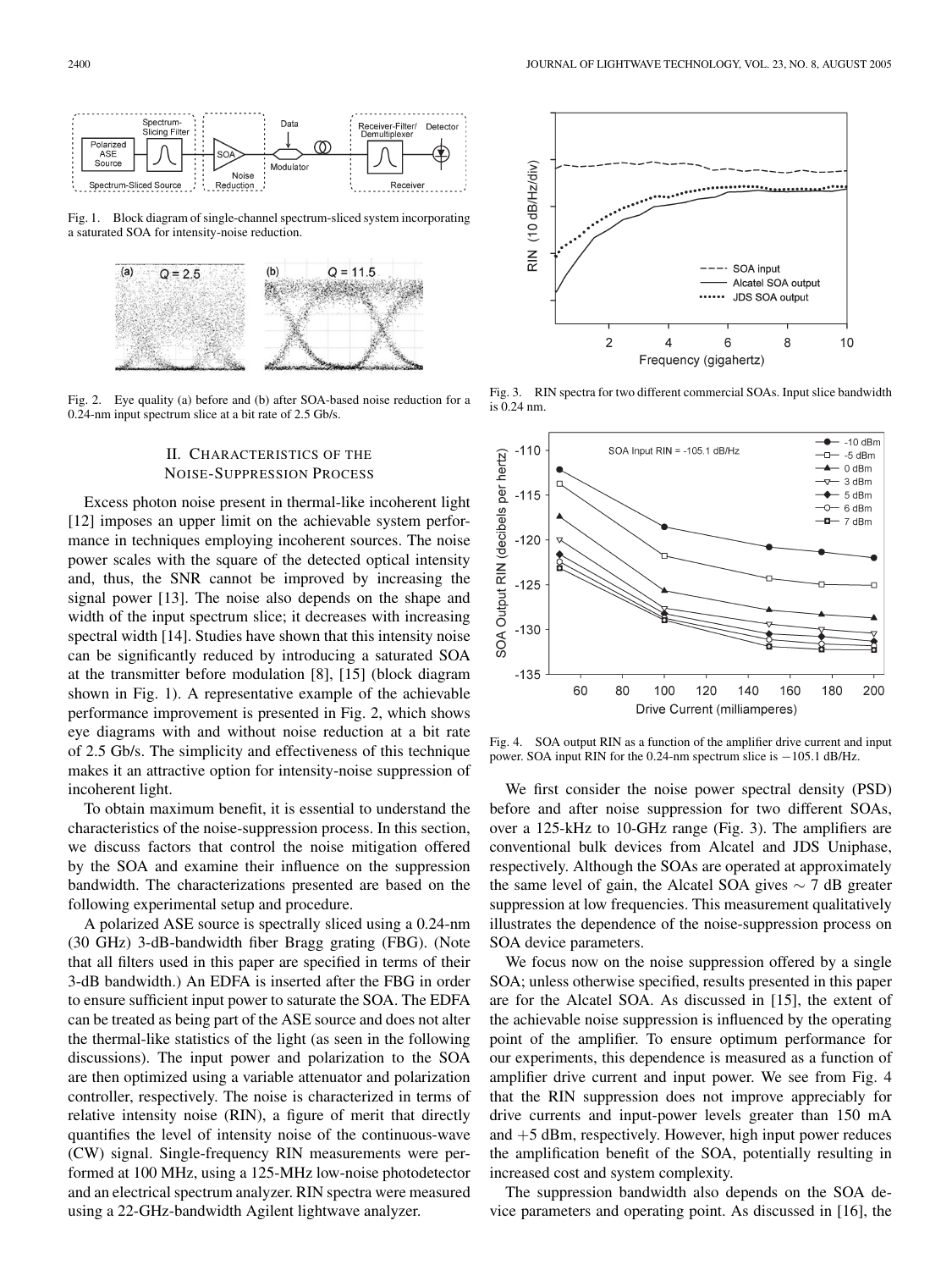Fig. 1. Block diagram of single-channel spectrum-sliced system incorporating a saturated SOA for intensity-noise reduction.

Fig. 2. Eye quality (a) before and (b) after SOA-based noise reduction for a 0.24-nm input spectrum slice at a bit rate of 2.5 Gb/s.

## II. Characteristics of the Noise-Suppression Process

Excess photon noise present in thermal-like incoherent light [12] imposes an upper limit on the achievable system performance in techniques employing incoherent sources. The noise power scales with the square of the detected optical intensity and, thus, the SNR cannot be improved by increasing the signal power [13]. The noise also depends on the shape and width of the input spectrum slice; it decreases with increasing spectral width [14]. Studies have shown that this intensity noise can be significantly reduced by introducing a saturated SOA at the transmitter before modulation [8], [15] (block diagram shown in Fig. 1). A representative example of the achievable performance improvement is presented in Fig. 2, which shows eye diagrams with and without noise reduction at a bit rate of 2.5 Gb/s. The simplicity and effectiveness of this technique makes it an attractive option for intensity-noise suppression of incoherent light.

To obtain maximum benefit, it is essential to understand the characteristics of the noise-suppression process. In this section, we discuss factors that control the noise mitigation offered by the SOA and examine their influence on the suppression bandwidth. The characterizations presented are based on the following experimental setup and procedure.

A polarized ASE source is spectrally sliced using a 0.24-nm (30 GHz) 3-dB-bandwidth fiber Bragg grating (FBG). (Note that all filters used in this paper are specified in terms of their 3-dB bandwidth.) An EDFA is inserted after the FBG in order to ensure sufficient input power to saturate the SOA. The EDFA can be treated as being part of the ASE source and does not alter the thermal-like statistics of the light (as seen in the following discussions). The input power and polarization to the SOA are then optimized using a variable attenuator and polarization controller, respectively. The noise is characterized in terms of relative intensity noise (RIN), a figure of merit that directly quantifies the level of intensity noise of the continuous-wave (CW) signal. Single-frequency RIN measurements were performed at 100 MHz, using a 125-MHz low-noise photodetector and an electrical spectrum analyzer. RIN spectra were measured using a 22-GHz-bandwidth Agilent lightwave analyzer.

Fig. 3. RIN spectra for two different commercial SOAs. Input slice bandwidth is 0.24 nm.

Fig. 4. SOA output RIN as a function of the amplifier drive current and input power. SOA input RIN for the 0.24-nm spectrum slice is −105.1 dB/Hz.

We first consider the noise power spectral density (PSD) before and after noise suppression for two different SOAs, over a 125-kHz to 10-GHz range (Fig. 3). The amplifiers are conventional bulk devices from Alcatel and JDS Uniphase, respectively. Although the SOAs are operated at approximately the same level of gain, the Alcatel SOA gives ∼ 7 dB greater suppression at low frequencies. This measurement qualitatively illustrates the dependence of the noise-suppression process on SOA device parameters.

We focus now on the noise suppression offered by a single SOA; unless otherwise specified, results presented in this paper are for the Alcatel SOA. As discussed in [15], the extent of the achievable noise suppression is influenced by the operating point of the amplifier. To ensure optimum performance for our experiments, this dependence is measured as a function of amplifier drive current and input power. We see from Fig. 4 that the RIN suppression does not improve appreciably for drive currents and input-power levels greater than 150 mA and +5 dBm, respectively. However, high input power reduces the amplification benefit of the SOA, potentially resulting in increased cost and system complexity.

The suppression bandwidth also depends on the SOA device parameters and operating point. As discussed in [16], the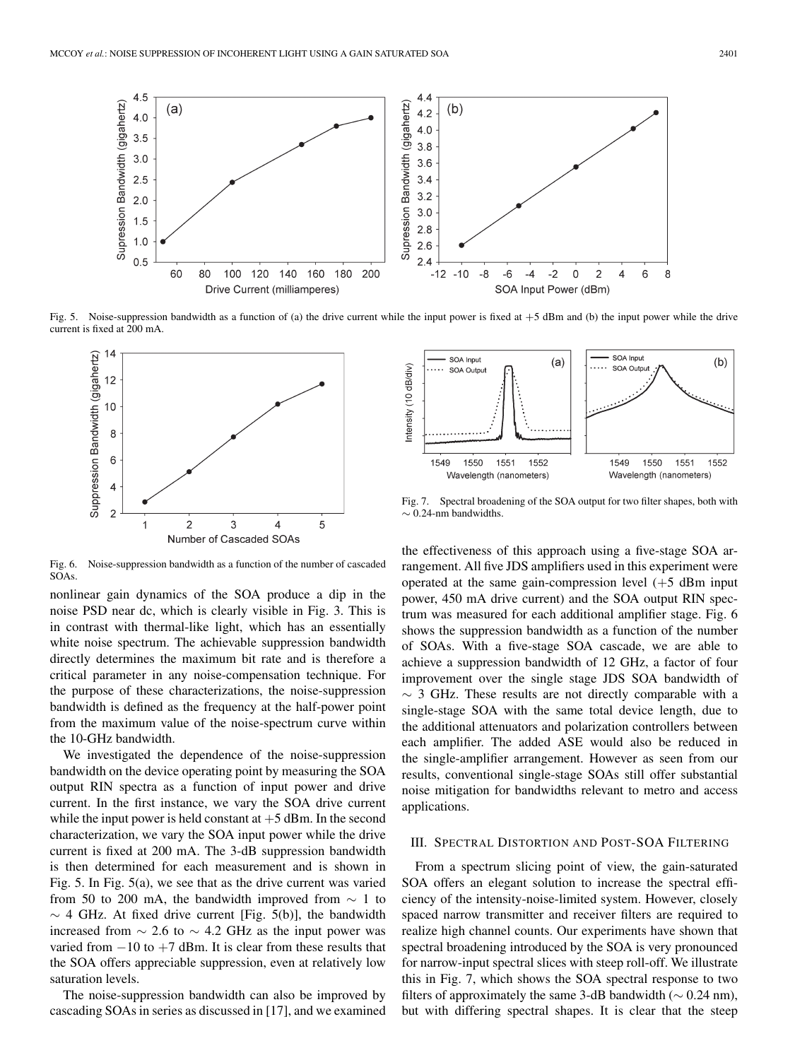Fig. 5. Noise-suppression bandwidth as a function of (a) the drive current while the input power is fixed at +5 dBm and (b) the input power while the drive current is fixed at 200 mA.

Fig. 6. Noise-suppression bandwidth as a function of the number of cascaded SOAs.

Fig. 7. Spectral broadening of the SOA output for two filter shapes, both with $\sim 0.24$-nm bandwidths.

nonlinear gain dynamics of the SOA produce a dip in the noise PSD near dc, which is clearly visible in Fig. 3. This is in contrast with thermal-like light, which has an essentially white noise spectrum. The achievable suppression bandwidth directly determines the maximum bit rate and is therefore a critical parameter in any noise-compensation technique. For the purpose of these characterizations, the noise-suppression bandwidth is defined as the frequency at the half-power point from the maximum value of the noise-spectrum curve within the 10-GHz bandwidth.

We investigated the dependence of the noise-suppression bandwidth on the device operating point by measuring the SOA output RIN spectra as a function of input power and drive current. In the first instance, we vary the SOA drive current while the input power is held constant at +5 dBm. In the second characterization, we vary the SOA input power while the drive current is fixed at 200 mA. The 3-dB suppression bandwidth is then determined for each measurement and is shown in Fig. 5. In Fig. 5(a), we see that as the drive current was varied from 50 to 200 mA, the bandwidth improved from $\sim 1$ to $\sim 4$ GHz. At fixed drive current [Fig. 5(b)], the bandwidth increased from $\sim 2.6$ to $\sim 4.2$ GHz as the input power was varied from $-10$ to $+7$ dBm. It is clear from these results that the SOA offers appreciable suppression, even at relatively low saturation levels.

The noise-suppression bandwidth can also be improved by cascading SOAs in series as discussed in [17], and we examined the effectiveness of this approach using a five-stage SOA arrangement. All five JDS amplifiers used in this experiment were operated at the same gain-compression level (+5 dBm input power, 450 mA drive current) and the SOA output RIN spectrum was measured for each additional amplifier stage. Fig. 6 shows the suppression bandwidth as a function of the number of SOAs. With a five-stage SOA cascade, we are able to achieve a suppression bandwidth of 12 GHz, a factor of four improvement over the single stage JDS SOA bandwidth of $\sim 3$ GHz. These results are not directly comparable with a single-stage SOA with the same total device length, due to the additional attenuators and polarization controllers between each amplifier. The added ASE would also be reduced in the single-amplifier arrangement. However as seen from our results, conventional single-stage SOAs still offer substantial noise mitigation for bandwidths relevant to metro and access applications.

## III. Spectral Distortion and Post-SOA Filtering

From a spectrum slicing point of view, the gain-saturated SOA offers an elegant solution to increase the spectral efficiency of the intensity-noise-limited system. However, closely spaced narrow transmitter and receiver filters are required to realize high channel counts. Our experiments have shown that spectral broadening introduced by the SOA is very pronounced for narrow-input spectral slices with steep roll-off. We illustrate this in Fig. 7, which shows the SOA spectral response to two filters of approximately the same 3-dB bandwidth ($\sim 0.24$ nm), but with differing spectral shapes. It is clear that the steep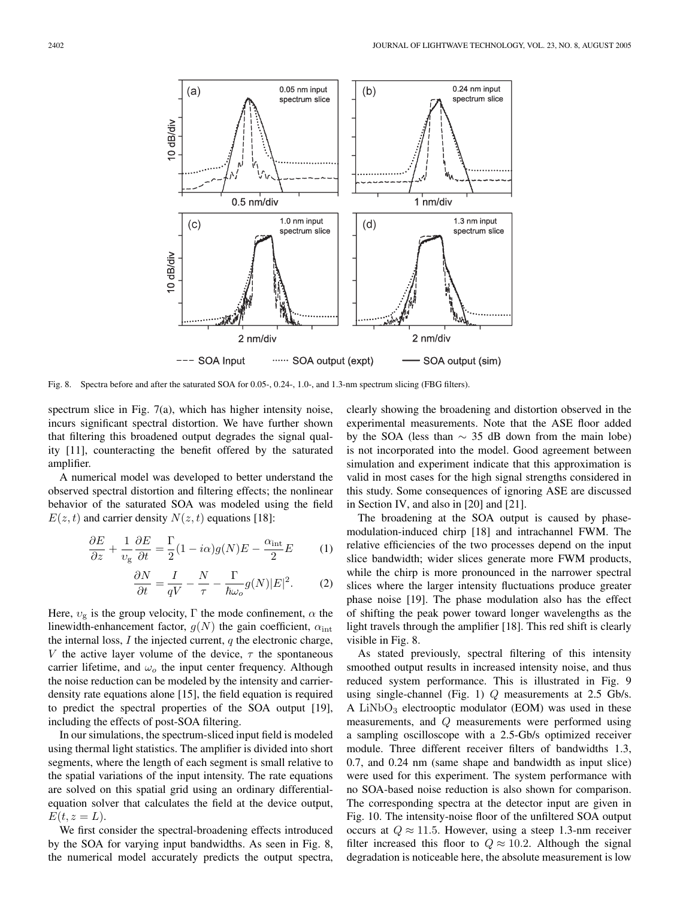Fig. 8. Spectra before and after the saturated SOA for 0.05-, 0.24-, 1.0-, and 1.3-nm spectrum slicing (FBG filters).

spectrum slice in Fig. 7(a), which has higher intensity noise, incurs significant spectral distortion. We have further shown that filtering this broadened output degrades the signal quality [11], counteracting the benefit offered by the saturated amplifier.

A numerical model was developed to better understand the observed spectral distortion and filtering effects; the nonlinear behavior of the saturated SOA was modeled using the field $E(z,t)$ and carrier density $N(z,t)$ equations [18]:

$$\frac{\partial E}{\partial z} + \frac{1}{v_g}\frac{\partial E}{\partial t} = \frac{\Gamma}{2}(1 - i\alpha)g(N)E - \frac{\alpha_{\text{int}}}{2}E \qquad (1)$$

$$\frac{\partial N}{\partial t} = \frac{I}{qV} - \frac{N}{\tau} - \frac{\Gamma}{\hbar\omega_o}g(N)|E|^2. \qquad (2)$$

Here, $v_g$ is the group velocity, $\Gamma$ the mode confinement, $\alpha$ the linewidth-enhancement factor, $g(N)$ the gain coefficient, $\alpha_{\text{int}}$ the internal loss, $I$ the injected current, $q$ the electronic charge, $V$ the active layer volume of the device, $\tau$ the spontaneous carrier lifetime, and $\omega_o$ the input center frequency. Although the noise reduction can be modeled by the intensity and carrier-density rate equations alone [15], the field equation is required to predict the spectral properties of the SOA output [19], including the effects of post-SOA filtering.

In our simulations, the spectrum-sliced input field is modeled using thermal light statistics. The amplifier is divided into short segments, where the length of each segment is small relative to the spatial variations of the input intensity. The rate equations are solved on this spatial grid using an ordinary differential-equation solver that calculates the field at the device output, $E(t, z = L)$.

We first consider the spectral-broadening effects introduced by the SOA for varying input bandwidths. As seen in Fig. 8, the numerical model accurately predicts the output spectra, clearly showing the broadening and distortion observed in the experimental measurements. Note that the ASE floor added by the SOA (less than $\sim$ 35 dB down from the main lobe) is not incorporated into the model. Good agreement between simulation and experiment indicate that this approximation is valid in most cases for the high signal strengths considered in this study. Some consequences of ignoring ASE are discussed in Section IV, and also in [20] and [21].

The broadening at the SOA output is caused by phase-modulation-induced chirp [18] and intrachannel FWM. The relative efficiencies of the two processes depend on the input slice bandwidth; wider slices generate more FWM products, while the chirp is more pronounced in the narrower spectral slices where the larger intensity fluctuations produce greater phase noise [19]. The phase modulation also has the effect of shifting the peak power toward longer wavelengths as the light travels through the amplifier [18]. This red shift is clearly visible in Fig. 8.

As stated previously, spectral filtering of this intensity smoothed output results in increased intensity noise, and thus reduced system performance. This is illustrated in Fig. 9 using single-channel (Fig. 1) $Q$ measurements at 2.5 Gb/s. A $\text{LiNbO}_3$ electrooptic modulator (EOM) was used in these measurements, and $Q$ measurements were performed using a sampling oscilloscope with a 2.5-Gb/s optimized receiver module. Three different receiver filters of bandwidths 1.3, 0.7, and 0.24 nm (same shape and bandwidth as input slice) were used for this experiment. The system performance with no SOA-based noise reduction is also shown for comparison. The corresponding spectra at the detector input are given in Fig. 10. The intensity-noise floor of the unfiltered SOA output occurs at $Q \approx 11.5$. However, using a steep 1.3-nm receiver filter increased this floor to $Q \approx 10.2$. Although the signal degradation is noticeable here, the absolute measurement is low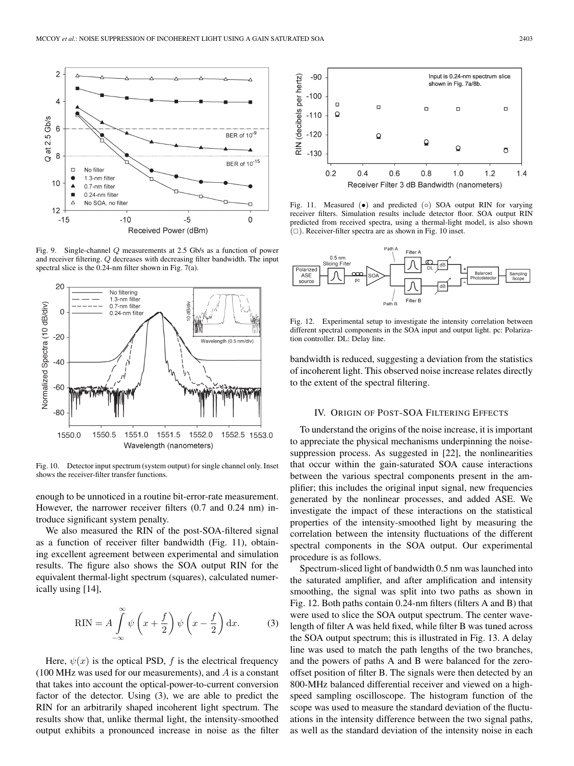Fig. 9. Single-channel $Q$ measurements at 2.5 Gb/s as a function of power and receiver filtering. $Q$ decreases with decreasing filter bandwidth. The input spectral slice is the 0.24-nm filter shown in Fig. 7(a).

Fig. 10. Detector input spectrum (system output) for single channel only. Inset shows the receiver-filter transfer functions.

enough to be unnoticed in a routine bit-error-rate measurement. However, the narrower receiver filters (0.7 and 0.24 nm) introduce significant system penalty.

We also measured the RIN of the post-SOA-filtered signal as a function of receiver filter bandwidth (Fig. 11), obtaining excellent agreement between experimental and simulation results. The figure also shows the SOA output RIN for the equivalent thermal-light spectrum (squares), calculated numerically using [14],

$$\mathrm{RIN} = A \int_{-\infty}^{\infty} \psi\left(x + \frac{f}{2}\right) \psi\left(x - \frac{f}{2}\right) \mathrm{d}x. \tag{3}$$

Here, $\psi(x)$ is the optical PSD, $f$ is the electrical frequency (100 MHz was used for our measurements), and $A$ is a constant that takes into account the optical-power-to-current conversion factor of the detector. Using (3), we are able to predict the RIN for an arbitrarily shaped incoherent light spectrum. The results show that, unlike thermal light, the intensity-smoothed output exhibits a pronounced increase in noise as the filter bandwidth is reduced, suggesting a deviation from the statistics of incoherent light. This observed noise increase relates directly to the extent of the spectral filtering.

Fig. 11. Measured (●) and predicted (○) SOA output RIN for varying receiver filters. Simulation results include detector floor. SOA output RIN predicted from received spectra, using a thermal-light model, is also shown (□). Receiver-filter spectra are as shown in Fig. 10 inset.

Fig. 12. Experimental setup to investigate the intensity correlation between different spectral components in the SOA input and output light. pc: Polarization controller. DL: Delay line.

## IV. Origin of Post-SOA Filtering Effects

To understand the origins of the noise increase, it is important to appreciate the physical mechanisms underpinning the noise-suppression process. As suggested in [22], the nonlinearities that occur within the gain-saturated SOA cause interactions between the various spectral components present in the amplifier; this includes the original input signal, new frequencies generated by the nonlinear processes, and added ASE. We investigate the impact of these interactions on the statistical properties of the intensity-smoothed light by measuring the correlation between the intensity fluctuations of the different spectral components in the SOA output. Our experimental procedure is as follows.

Spectrum-sliced light of bandwidth 0.5 nm was launched into the saturated amplifier, and after amplification and intensity smoothing, the signal was split into two paths as shown in Fig. 12. Both paths contain 0.24-nm filters (filters A and B) that were used to slice the SOA output spectrum. The center wavelength of filter A was held fixed, while filter B was tuned across the SOA output spectrum; this is illustrated in Fig. 13. A delay line was used to match the path lengths of the two branches, and the powers of paths A and B were balanced for the zero-offset position of filter B. The signals were then detected by an 800-MHz balanced differential receiver and viewed on a high-speed sampling oscilloscope. The histogram function of the scope was used to measure the standard deviation of the fluctuations in the intensity difference between the two signal paths, as well as the standard deviation of the intensity noise in each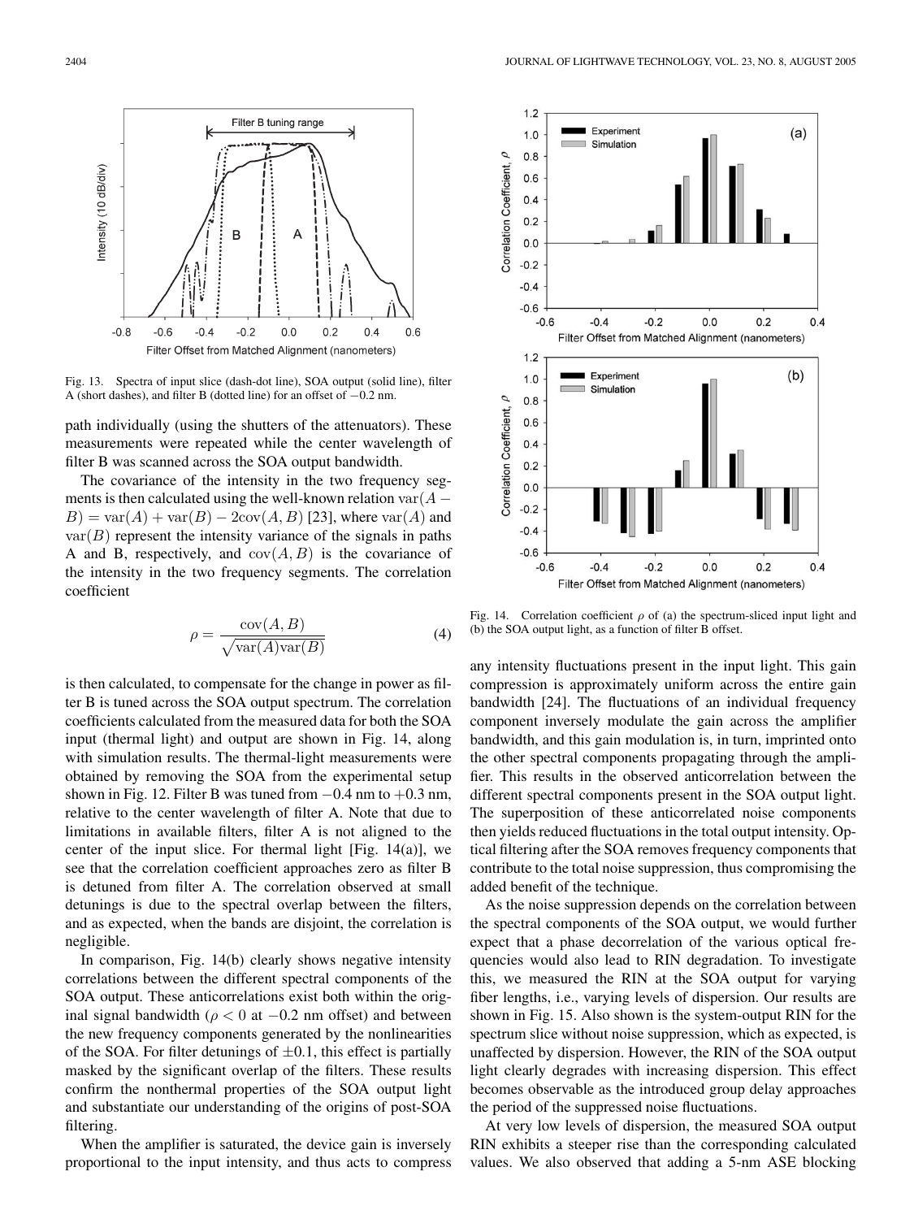Fig. 13. Spectra of input slice (dash-dot line), SOA output (solid line), filter A (short dashes), and filter B (dotted line) for an offset of −0.2 nm.

path individually (using the shutters of the attenuators). These measurements were repeated while the center wavelength of filter B was scanned across the SOA output bandwidth.

The covariance of the intensity in the two frequency segments is then calculated using the well-known relation $\mathrm{var}(A - B) = \mathrm{var}(A) + \mathrm{var}(B) - 2\mathrm{cov}(A, B)$ [23], where $\mathrm{var}(A)$ and $\mathrm{var}(B)$ represent the intensity variance of the signals in paths A and B, respectively, and $\mathrm{cov}(A, B)$ is the covariance of the intensity in the two frequency segments. The correlation coefficient

$$\rho = \frac{\mathrm{cov}(A, B)}{\sqrt{\mathrm{var}(A)\mathrm{var}(B)}} \tag{4}$$

is then calculated, to compensate for the change in power as filter B is tuned across the SOA output spectrum. The correlation coefficients calculated from the measured data for both the SOA input (thermal light) and output are shown in Fig. 14, along with simulation results. The thermal-light measurements were obtained by removing the SOA from the experimental setup shown in Fig. 12. Filter B was tuned from −0.4 nm to +0.3 nm, relative to the center wavelength of filter A. Note that due to limitations in available filters, filter A is not aligned to the center of the input slice. For thermal light [Fig. 14(a)], we see that the correlation coefficient approaches zero as filter B is detuned from filter A. The correlation observed at small detunings is due to the spectral overlap between the filters, and as expected, when the bands are disjoint, the correlation is negligible.

In comparison, Fig. 14(b) clearly shows negative intensity correlations between the different spectral components of the SOA output. These anticorrelations exist both within the original signal bandwidth ($\rho < 0$ at −0.2 nm offset) and between the new frequency components generated by the nonlinearities of the SOA. For filter detunings of ±0.1, this effect is partially masked by the significant overlap of the filters. These results confirm the nonthermal properties of the SOA output light and substantiate our understanding of the origins of post-SOA filtering.

When the amplifier is saturated, the device gain is inversely proportional to the input intensity, and thus acts to compress any intensity fluctuations present in the input light. This gain compression is approximately uniform across the entire gain bandwidth [24]. The fluctuations of an individual frequency component inversely modulate the gain across the amplifier bandwidth, and this gain modulation is, in turn, imprinted onto the other spectral components propagating through the amplifier. This results in the observed anticorrelation between the different spectral components present in the SOA output light. The superposition of these anticorrelated noise components then yields reduced fluctuations in the total output intensity. Optical filtering after the SOA removes frequency components that contribute to the total noise suppression, thus compromising the added benefit of the technique.

Fig. 14. Correlation coefficient $\rho$ of (a) the spectrum-sliced input light and (b) the SOA output light, as a function of filter B offset.

As the noise suppression depends on the correlation between the spectral components of the SOA output, we would further expect that a phase decorrelation of the various optical frequencies would also lead to RIN degradation. To investigate this, we measured the RIN at the SOA output for varying fiber lengths, i.e., varying levels of dispersion. Our results are shown in Fig. 15. Also shown is the system-output RIN for the spectrum slice without noise suppression, which as expected, is unaffected by dispersion. However, the RIN of the SOA output light clearly degrades with increasing dispersion. This effect becomes observable as the introduced group delay approaches the period of the suppressed noise fluctuations.

At very low levels of dispersion, the measured SOA output RIN exhibits a steeper rise than the corresponding calculated values. We also observed that adding a 5-nm ASE blocking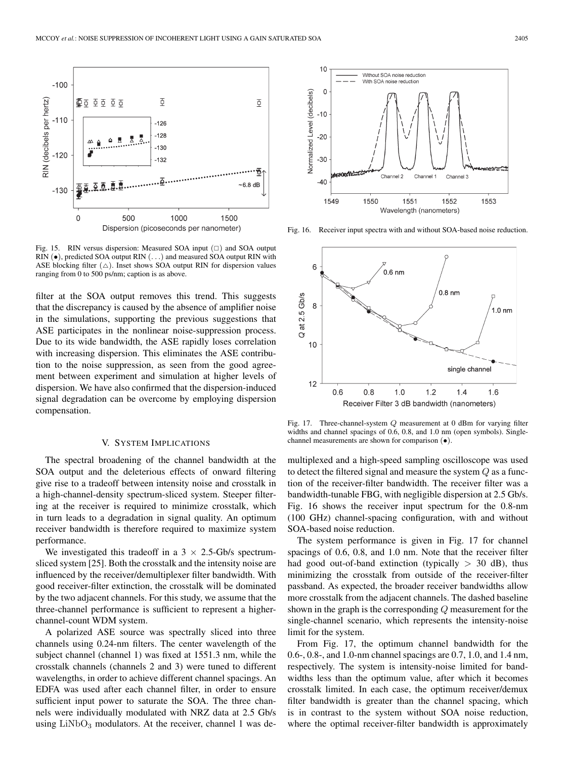Fig. 15. RIN versus dispersion: Measured SOA input (□) and SOA output RIN (●), predicted SOA output RIN (. . .) and measured SOA output RIN with ASE blocking filter (△). Inset shows SOA output RIN for dispersion values ranging from 0 to 500 ps/nm; caption is as above.

filter at the SOA output removes this trend. This suggests that the discrepancy is caused by the absence of amplifier noise in the simulations, supporting the previous suggestions that ASE participates in the nonlinear noise-suppression process. Due to its wide bandwidth, the ASE rapidly loses correlation with increasing dispersion. This eliminates the ASE contribution to the noise suppression, as seen from the good agreement between experiment and simulation at higher levels of dispersion. We have also confirmed that the dispersion-induced signal degradation can be overcome by employing dispersion compensation.

## V. System Implications

The spectral broadening of the channel bandwidth at the SOA output and the deleterious effects of onward filtering give rise to a tradeoff between intensity noise and crosstalk in a high-channel-density spectrum-sliced system. Steeper filtering at the receiver is required to minimize crosstalk, which in turn leads to a degradation in signal quality. An optimum receiver bandwidth is therefore required to maximize system performance.

We investigated this tradeoff in a $3 \times 2.5$-Gb/s spectrum-sliced system [25]. Both the crosstalk and the intensity noise are influenced by the receiver/demultiplexer filter bandwidth. With good receiver-filter extinction, the crosstalk will be dominated by the two adjacent channels. For this study, we assume that the three-channel performance is sufficient to represent a higher-channel-count WDM system.

A polarized ASE source was spectrally sliced into three channels using 0.24-nm filters. The center wavelength of the subject channel (channel 1) was fixed at 1551.3 nm, while the crosstalk channels (channels 2 and 3) were tuned to different wavelengths, in order to achieve different channel spacings. An EDFA was used after each channel filter, in order to ensure sufficient input power to saturate the SOA. The three channels were individually modulated with NRZ data at 2.5 Gb/s using $LiNbO_3$ modulators. At the receiver, channel 1 was demultiplexed and a high-speed sampling oscilloscope was used to detect the filtered signal and measure the system $Q$ as a function of the receiver-filter bandwidth. The receiver filter was a bandwidth-tunable FBG, with negligible dispersion at 2.5 Gb/s. Fig. 16 shows the receiver input spectrum for the 0.8-nm (100 GHz) channel-spacing configuration, with and without SOA-based noise reduction.

Fig. 16. Receiver input spectra with and without SOA-based noise reduction.

Fig. 17. Three-channel-system $Q$ measurement at 0 dBm for varying filter widths and channel spacings of 0.6, 0.8, and 1.0 nm (open symbols). Single-channel measurements are shown for comparison (●).

The system performance is given in Fig. 17 for channel spacings of 0.6, 0.8, and 1.0 nm. Note that the receiver filter had good out-of-band extinction (typically > 30 dB), thus minimizing the crosstalk from outside of the receiver-filter passband. As expected, the broader receiver bandwidths allow more crosstalk from the adjacent channels. The dashed baseline shown in the graph is the corresponding $Q$ measurement for the single-channel scenario, which represents the intensity-noise limit for the system.

From Fig. 17, the optimum channel bandwidth for the 0.6-, 0.8-, and 1.0-nm channel spacings are 0.7, 1.0, and 1.4 nm, respectively. The system is intensity-noise limited for bandwidths less than the optimum value, after which it becomes crosstalk limited. In each case, the optimum receiver/demux filter bandwidth is greater than the channel spacing, which is in contrast to the system without SOA noise reduction, where the optimal receiver-filter bandwidth is approximately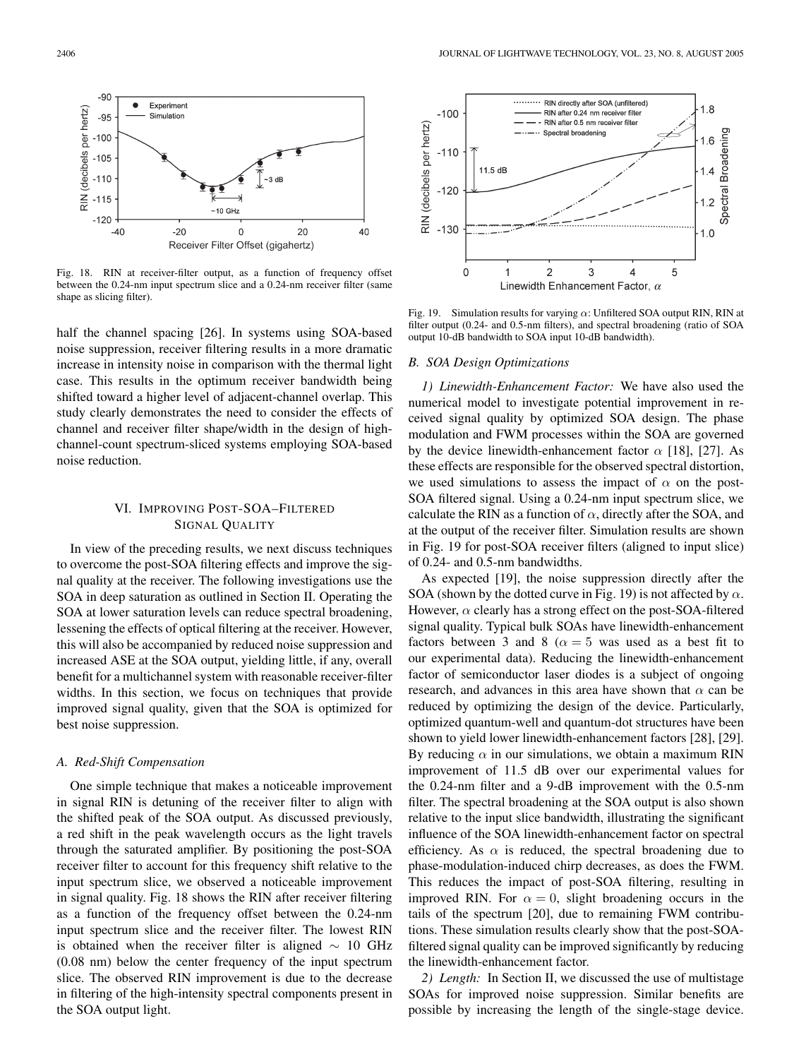Fig. 18. RIN at receiver-filter output, as a function of frequency offset between the 0.24-nm input spectrum slice and a 0.24-nm receiver filter (same shape as slicing filter).

half the channel spacing [26]. In systems using SOA-based noise suppression, receiver filtering results in a more dramatic increase in intensity noise in comparison with the thermal light case. This results in the optimum receiver bandwidth being shifted toward a higher level of adjacent-channel overlap. This study clearly demonstrates the need to consider the effects of channel and receiver filter shape/width in the design of high-channel-count spectrum-sliced systems employing SOA-based noise reduction.

## VI. Improving Post-SOA–Filtered Signal Quality

In view of the preceding results, we next discuss techniques to overcome the post-SOA filtering effects and improve the signal quality at the receiver. The following investigations use the SOA in deep saturation as outlined in Section II. Operating the SOA at lower saturation levels can reduce spectral broadening, lessening the effects of optical filtering at the receiver. However, this will also be accompanied by reduced noise suppression and increased ASE at the SOA output, yielding little, if any, overall benefit for a multichannel system with reasonable receiver-filter widths. In this section, we focus on techniques that provide improved signal quality, given that the SOA is optimized for best noise suppression.

### A. Red-Shift Compensation

One simple technique that makes a noticeable improvement in signal RIN is detuning of the receiver filter to align with the shifted peak of the SOA output. As discussed previously, a red shift in the peak wavelength occurs as the light travels through the saturated amplifier. By positioning the post-SOA receiver filter to account for this frequency shift relative to the input spectrum slice, we observed a noticeable improvement in signal quality. Fig. 18 shows the RIN after receiver filtering as a function of the frequency offset between the 0.24-nm input spectrum slice and the receiver filter. The lowest RIN is obtained when the receiver filter is aligned $\sim$ 10 GHz (0.08 nm) below the center frequency of the input spectrum slice. The observed RIN improvement is due to the decrease in filtering of the high-intensity spectral components present in the SOA output light.

Fig. 19. Simulation results for varying $\alpha$: Unfiltered SOA output RIN, RIN at filter output (0.24- and 0.5-nm filters), and spectral broadening (ratio of SOA output 10-dB bandwidth to SOA input 10-dB bandwidth).

### B. SOA Design Optimizations

*1) Linewidth-Enhancement Factor:* We have also used the numerical model to investigate potential improvement in received signal quality by optimized SOA design. The phase modulation and FWM processes within the SOA are governed by the device linewidth-enhancement factor $\alpha$ [18], [27]. As these effects are responsible for the observed spectral distortion, we used simulations to assess the impact of $\alpha$ on the post-SOA filtered signal. Using a 0.24-nm input spectrum slice, we calculate the RIN as a function of $\alpha$, directly after the SOA, and at the output of the receiver filter. Simulation results are shown in Fig. 19 for post-SOA receiver filters (aligned to input slice) of 0.24- and 0.5-nm bandwidths.

As expected [19], the noise suppression directly after the SOA (shown by the dotted curve in Fig. 19) is not affected by $\alpha$. However, $\alpha$ clearly has a strong effect on the post-SOA-filtered signal quality. Typical bulk SOAs have linewidth-enhancement factors between 3 and 8 ($\alpha = 5$ was used as a best fit to our experimental data). Reducing the linewidth-enhancement factor of semiconductor laser diodes is a subject of ongoing research, and advances in this area have shown that $\alpha$ can be reduced by optimizing the design of the device. Particularly, optimized quantum-well and quantum-dot structures have been shown to yield lower linewidth-enhancement factors [28], [29]. By reducing $\alpha$ in our simulations, we obtain a maximum RIN improvement of 11.5 dB over our experimental values for the 0.24-nm filter and a 9-dB improvement with the 0.5-nm filter. The spectral broadening at the SOA output is also shown relative to the input slice bandwidth, illustrating the significant influence of the SOA linewidth-enhancement factor on spectral efficiency. As $\alpha$ is reduced, the spectral broadening due to phase-modulation-induced chirp decreases, as does the FWM. This reduces the impact of post-SOA filtering, resulting in improved RIN. For $\alpha = 0$, slight broadening occurs in the tails of the spectrum [20], due to remaining FWM contributions. These simulation results clearly show that the post-SOA-filtered signal quality can be improved significantly by reducing the linewidth-enhancement factor.

*2) Length:* In Section II, we discussed the use of multistage SOAs for improved noise suppression. Similar benefits are possible by increasing the length of the single-stage device.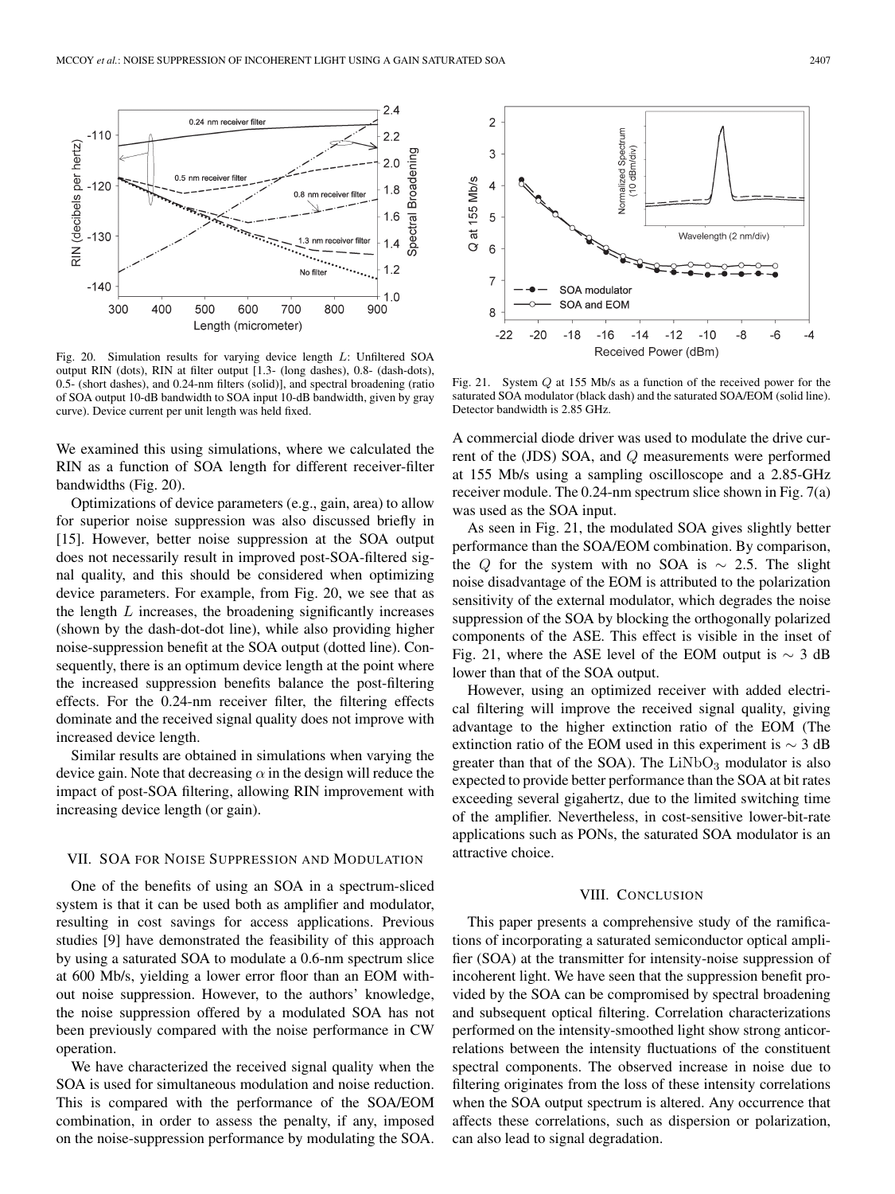Fig. 20. Simulation results for varying device length $L$: Unfiltered SOA output RIN (dots), RIN at filter output [1.3- (long dashes), 0.8- (dash-dots), 0.5- (short dashes), and 0.24-nm filters (solid)], and spectral broadening (ratio of SOA output 10-dB bandwidth to SOA input 10-dB bandwidth, given by gray curve). Device current per unit length was held fixed.

We examined this using simulations, where we calculated the RIN as a function of SOA length for different receiver-filter bandwidths (Fig. 20).

Optimizations of device parameters (e.g., gain, area) to allow for superior noise suppression was also discussed briefly in [15]. However, better noise suppression at the SOA output does not necessarily result in improved post-SOA-filtered signal quality, and this should be considered when optimizing device parameters. For example, from Fig. 20, we see that as the length $L$ increases, the broadening significantly increases (shown by the dash-dot-dot line), while also providing higher noise-suppression benefit at the SOA output (dotted line). Consequently, there is an optimum device length at the point where the increased suppression benefits balance the post-filtering effects. For the 0.24-nm receiver filter, the filtering effects dominate and the received signal quality does not improve with increased device length.

Similar results are obtained in simulations when varying the device gain. Note that decreasing $\alpha$ in the design will reduce the impact of post-SOA filtering, allowing RIN improvement with increasing device length (or gain).

## VII. SOA for Noise Suppression and Modulation

One of the benefits of using an SOA in a spectrum-sliced system is that it can be used both as amplifier and modulator, resulting in cost savings for access applications. Previous studies [9] have demonstrated the feasibility of this approach by using a saturated SOA to modulate a 0.6-nm spectrum slice at 600 Mb/s, yielding a lower error floor than an EOM without noise suppression. However, to the authors' knowledge, the noise suppression offered by a modulated SOA has not been previously compared with the noise performance in CW operation.

We have characterized the received signal quality when the SOA is used for simultaneous modulation and noise reduction. This is compared with the performance of the SOA/EOM combination, in order to assess the penalty, if any, imposed on the noise-suppression performance by modulating the SOA.

Fig. 21. System $Q$ at 155 Mb/s as a function of the received power for the saturated SOA modulator (black dash) and the saturated SOA/EOM (solid line). Detector bandwidth is 2.85 GHz.

A commercial diode driver was used to modulate the drive current of the (JDS) SOA, and $Q$ measurements were performed at 155 Mb/s using a sampling oscilloscope and a 2.85-GHz receiver module. The 0.24-nm spectrum slice shown in Fig. 7(a) was used as the SOA input.

As seen in Fig. 21, the modulated SOA gives slightly better performance than the SOA/EOM combination. By comparison, the $Q$ for the system with no SOA is $\sim$ 2.5. The slight noise disadvantage of the EOM is attributed to the polarization sensitivity of the external modulator, which degrades the noise suppression of the SOA by blocking the orthogonally polarized components of the ASE. This effect is visible in the inset of Fig. 21, where the ASE level of the EOM output is $\sim$ 3 dB lower than that of the SOA output.

However, using an optimized receiver with added electrical filtering will improve the received signal quality, giving advantage to the higher extinction ratio of the EOM (The extinction ratio of the EOM used in this experiment is $\sim$ 3 dB greater than that of the SOA). The $LiNbO_3$ modulator is also expected to provide better performance than the SOA at bit rates exceeding several gigahertz, due to the limited switching time of the amplifier. Nevertheless, in cost-sensitive lower-bit-rate applications such as PONs, the saturated SOA modulator is an attractive choice.

## VIII. Conclusion

This paper presents a comprehensive study of the ramifications of incorporating a saturated semiconductor optical amplifier (SOA) at the transmitter for intensity-noise suppression of incoherent light. We have seen that the suppression benefit provided by the SOA can be compromised by spectral broadening and subsequent optical filtering. Correlation characterizations performed on the intensity-smoothed light show strong anticorrelations between the intensity fluctuations of the constituent spectral components. The observed increase in noise due to filtering originates from the loss of these intensity correlations when the SOA output spectrum is altered. Any occurrence that affects these correlations, such as dispersion or polarization, can also lead to signal degradation.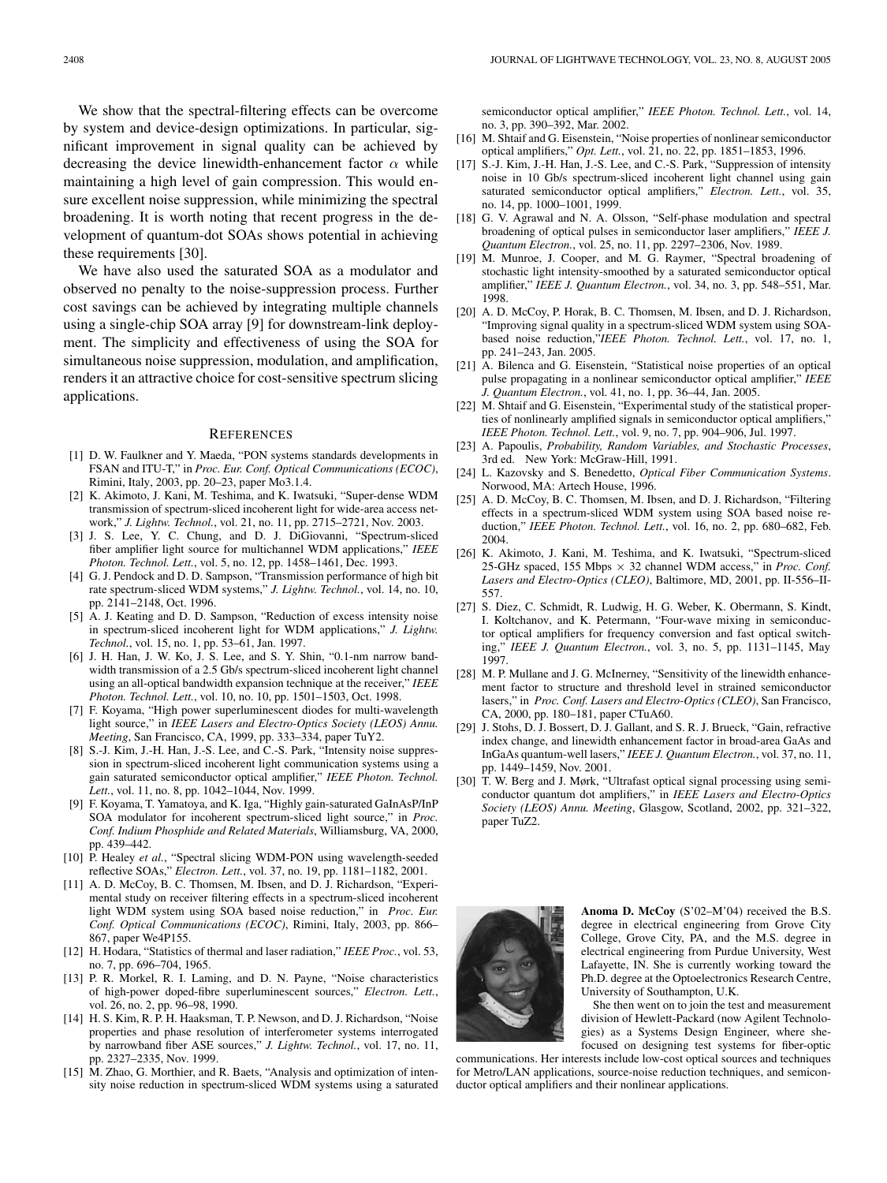We show that the spectral-filtering effects can be overcome by system and device-design optimizations. In particular, significant improvement in signal quality can be achieved by decreasing the device linewidth-enhancement factor $\alpha$ while maintaining a high level of gain compression. This would ensure excellent noise suppression, while minimizing the spectral broadening. It is worth noting that recent progress in the development of quantum-dot SOAs shows potential in achieving these requirements [30].

We have also used the saturated SOA as a modulator and observed no penalty to the noise-suppression process. Further cost savings can be achieved by integrating multiple channels using a single-chip SOA array [9] for downstream-link deployment. The simplicity and effectiveness of using the SOA for simultaneous noise suppression, modulation, and amplification, renders it an attractive choice for cost-sensitive spectrum slicing applications.

## References

[1] D. W. Faulkner and Y. Maeda, "PON systems standards developments in FSAN and ITU-T," in *Proc. Eur. Conf. Optical Communications (ECOC)*, Rimini, Italy, 2003, pp. 20–23, paper Mo3.1.4.

[2] K. Akimoto, J. Kani, M. Teshima, and K. Iwatsuki, "Super-dense WDM transmission of spectrum-sliced incoherent light for wide-area access network," *J. Lightw. Technol.*, vol. 21, no. 11, pp. 2715–2721, Nov. 2003.

[3] J. S. Lee, Y. C. Chung, and D. J. DiGiovanni, "Spectrum-sliced fiber amplifier light source for multichannel WDM applications," *IEEE Photon. Technol. Lett.*, vol. 5, no. 12, pp. 1458–1461, Dec. 1993.

[4] G. J. Pendock and D. D. Sampson, "Transmission performance of high bit rate spectrum-sliced WDM systems," *J. Lightw. Technol.*, vol. 14, no. 10, pp. 2141–2148, Oct. 1996.

[5] A. J. Keating and D. D. Sampson, "Reduction of excess intensity noise in spectrum-sliced incoherent light for WDM applications," *J. Lightw. Technol.*, vol. 15, no. 1, pp. 53–61, Jan. 1997.

[6] J. H. Han, J. W. Ko, J. S. Lee, and S. Y. Shin, "0.1-nm narrow bandwidth transmission of a 2.5 Gb/s spectrum-sliced incoherent light channel using an all-optical bandwidth expansion technique at the receiver," *IEEE Photon. Technol. Lett.*, vol. 10, no. 10, pp. 1501–1503, Oct. 1998.

[7] F. Koyama, "High power superluminescent diodes for multi-wavelength light source," in *IEEE Lasers and Electro-Optics Society (LEOS) Annu. Meeting*, San Francisco, CA, 1999, pp. 333–334, paper TuY2.

[8] S.-J. Kim, J.-H. Han, J.-S. Lee, and C.-S. Park, "Intensity noise suppression in spectrum-sliced incoherent light communication systems using a gain saturated semiconductor optical amplifier," *IEEE Photon. Technol. Lett.*, vol. 11, no. 8, pp. 1042–1044, Nov. 1999.

[9] F. Koyama, T. Yamatoya, and K. Iga, "Highly gain-saturated GaInAsP/InP SOA modulator for incoherent spectrum-sliced light source," in *Proc. Conf. Indium Phosphide and Related Materials*, Williamsburg, VA, 2000, pp. 439–442.

[10] P. Healey *et al.*, "Spectral slicing WDM-PON using wavelength-seeded reflective SOAs," *Electron. Lett.*, vol. 37, no. 19, pp. 1181–1182, 2001.

[11] A. D. McCoy, B. C. Thomsen, M. Ibsen, and D. J. Richardson, "Experimental study on receiver filtering effects in a spectrum-sliced incoherent light WDM system using SOA based noise reduction," in *Proc. Eur. Conf. Optical Communications (ECOC)*, Rimini, Italy, 2003, pp. 866–867, paper We4P155.

[12] H. Hodara, "Statistics of thermal and laser radiation," *IEEE Proc.*, vol. 53, no. 7, pp. 696–704, 1965.

[13] P. R. Morkel, R. I. Laming, and D. N. Payne, "Noise characteristics of high-power doped-fibre superluminescent sources," *Electron. Lett.*, vol. 26, no. 2, pp. 96–98, 1990.

[14] H. S. Kim, R. P. H. Haaksman, T. P. Newson, and D. J. Richardson, "Noise properties and phase resolution of interferometer systems interrogated by narrowband fiber ASE sources," *J. Lightw. Technol.*, vol. 17, no. 11, pp. 2327–2335, Nov. 1999.

[15] M. Zhao, G. Morthier, and R. Baets, "Analysis and optimization of intensity noise reduction in spectrum-sliced WDM systems using a saturated semiconductor optical amplifier," *IEEE Photon. Technol. Lett.*, vol. 14, no. 3, pp. 390–392, Mar. 2002.

[16] M. Shtaif and G. Eisenstein, "Noise properties of nonlinear semiconductor optical amplifiers," *Opt. Lett.*, vol. 21, no. 22, pp. 1851–1853, 1996.

[17] S.-J. Kim, J.-H. Han, J.-S. Lee, and C.-S. Park, "Suppression of intensity noise in 10 Gb/s spectrum-sliced incoherent light channel using gain saturated semiconductor optical amplifiers," *Electron. Lett.*, vol. 35, no. 14, pp. 1000–1001, 1999.

[18] G. V. Agrawal and N. A. Olsson, "Self-phase modulation and spectral broadening of optical pulses in semiconductor laser amplifiers," *IEEE J. Quantum Electron.*, vol. 25, no. 11, pp. 2297–2306, Nov. 1989.

[19] M. Munroe, J. Cooper, and M. G. Raymer, "Spectral broadening of stochastic light intensity-smoothed by a saturated semiconductor optical amplifier," *IEEE J. Quantum Electron.*, vol. 34, no. 3, pp. 548–551, Mar. 1998.

[20] A. D. McCoy, P. Horak, B. C. Thomsen, M. Ibsen, and D. J. Richardson, "Improving signal quality in a spectrum-sliced WDM system using SOA-based noise reduction,"*IEEE Photon. Technol. Lett.*, vol. 17, no. 1, pp. 241–243, Jan. 2005.

[21] A. Bilenca and G. Eisenstein, "Statistical noise properties of an optical pulse propagating in a nonlinear semiconductor optical amplifier," *IEEE J. Quantum Electron.*, vol. 41, no. 1, pp. 36–44, Jan. 2005.

[22] M. Shtaif and G. Eisenstein, "Experimental study of the statistical properties of nonlinearly amplified signals in semiconductor optical amplifiers," *IEEE Photon. Technol. Lett.*, vol. 9, no. 7, pp. 904–906, Jul. 1997.

[23] A. Papoulis, *Probability, Random Variables, and Stochastic Processes*, 3rd ed. New York: McGraw-Hill, 1991.

[24] L. Kazovsky and S. Benedetto, *Optical Fiber Communication Systems*. Norwood, MA: Artech House, 1996.

[25] A. D. McCoy, B. C. Thomsen, M. Ibsen, and D. J. Richardson, "Filtering effects in a spectrum-sliced WDM system using SOA based noise reduction," *IEEE Photon. Technol. Lett.*, vol. 16, no. 2, pp. 680–682, Feb. 2004.

[26] K. Akimoto, J. Kani, M. Teshima, and K. Iwatsuki, "Spectrum-sliced 25-GHz spaced, 155 Mbps × 32 channel WDM access," in *Proc. Conf. Lasers and Electro-Optics (CLEO)*, Baltimore, MD, 2001, pp. II-556–II-557.

[27] S. Diez, C. Schmidt, R. Ludwig, H. G. Weber, K. Obermann, S. Kindt, I. Koltchanov, and K. Petermann, "Four-wave mixing in semiconductor optical amplifiers for frequency conversion and fast optical switching," *IEEE J. Quantum Electron.*, vol. 3, no. 5, pp. 1131–1145, May 1997.

[28] M. P. Mullane and J. G. McInerney, "Sensitivity of the linewidth enhancement factor to structure and threshold level in strained semiconductor lasers," in *Proc. Conf. Lasers and Electro-Optics (CLEO)*, San Francisco, CA, 2000, pp. 180–181, paper CTuA60.

[29] J. Stohs, D. J. Bossert, D. J. Gallant, and S. R. J. Brueck, "Gain, refractive index change, and linewidth enhancement factor in broad-area GaAs and InGaAs quantum-well lasers," *IEEE J. Quantum Electron.*, vol. 37, no. 11, pp. 1449–1459, Nov. 2001.

[30] T. W. Berg and J. Mørk, "Ultrafast optical signal processing using semiconductor quantum dot amplifiers," in *IEEE Lasers and Electro-Optics Society (LEOS) Annu. Meeting*, Glasgow, Scotland, 2002, pp. 321–322, paper TuZ2.

**Anoma D. McCoy** (S'02–M'04) received the B.S. degree in electrical engineering from Grove City College, Grove City, PA, and the M.S. degree in electrical engineering from Purdue University, West Lafayette, IN. She is currently working toward the Ph.D. degree at the Optoelectronics Research Centre, University of Southampton, U.K.

She then went on to join the test and measurement division of Hewlett-Packard (now Agilent Technologies) as a Systems Design Engineer, where she focused on designing test systems for fiber-optic communications. Her interests include low-cost optical sources and techniques for Metro/LAN applications, source-noise reduction techniques, and semiconductor optical amplifiers and their nonlinear applications.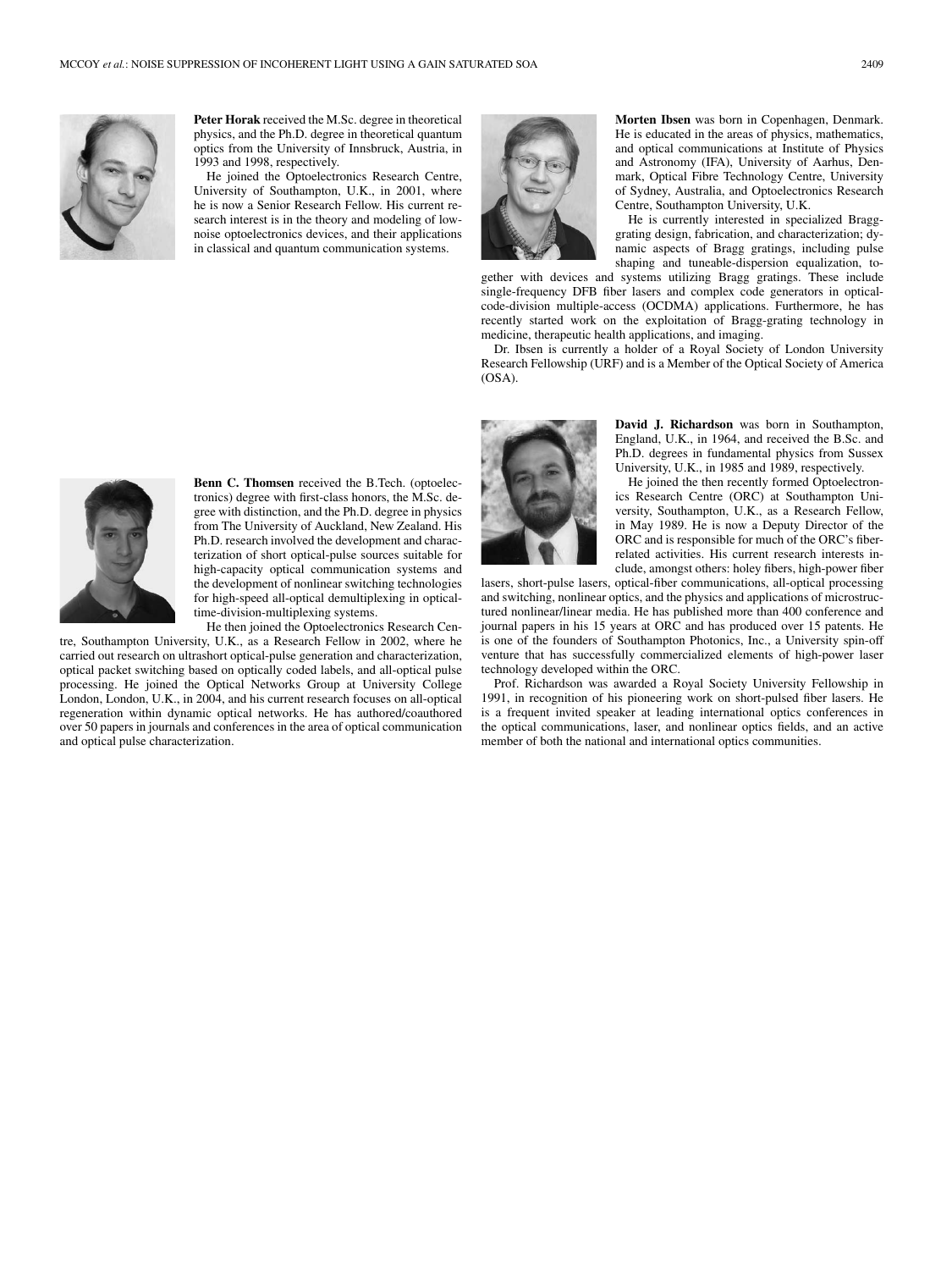**Peter Horak** received the M.Sc. degree in theoretical physics, and the Ph.D. degree in theoretical quantum optics from the University of Innsbruck, Austria, in 1993 and 1998, respectively.

He joined the Optoelectronics Research Centre, University of Southampton, U.K., in 2001, where he is now a Senior Research Fellow. His current research interest is in the theory and modeling of low-noise optoelectronics devices, and their applications in classical and quantum communication systems.

**Benn C. Thomsen** received the B.Tech. (optoelectronics) degree with first-class honors, the M.Sc. degree with distinction, and the Ph.D. degree in physics from The University of Auckland, New Zealand. His Ph.D. research involved the development and characterization of short optical-pulse sources suitable for high-capacity optical communication systems and the development of nonlinear switching technologies for high-speed all-optical demultiplexing in optical-time-division-multiplexing systems.

He then joined the Optoelectronics Research Centre, Southampton University, U.K., as a Research Fellow in 2002, where he carried out research on ultrashort optical-pulse generation and characterization, optical packet switching based on optically coded labels, and all-optical pulse processing. He joined the Optical Networks Group at University College London, London, U.K., in 2004, and his current research focuses on all-optical regeneration within dynamic optical networks. He has authored/coauthored over 50 papers in journals and conferences in the area of optical communication and optical pulse characterization.

**Morten Ibsen** was born in Copenhagen, Denmark. He is educated in the areas of physics, mathematics, and optical communications at Institute of Physics and Astronomy (IFA), University of Aarhus, Denmark, Optical Fibre Technology Centre, University of Sydney, Australia, and Optoelectronics Research Centre, Southampton University, U.K.

He is currently interested in specialized Bragg-grating design, fabrication, and characterization; dynamic aspects of Bragg gratings, including pulse shaping and tuneable-dispersion equalization, together with devices and systems utilizing Bragg gratings. These include single-frequency DFB fiber lasers and complex code generators in optical-code-division multiple-access (OCDMA) applications. Furthermore, he has recently started work on the exploitation of Bragg-grating technology in medicine, therapeutic health applications, and imaging.

Dr. Ibsen is currently a holder of a Royal Society of London University Research Fellowship (URF) and is a Member of the Optical Society of America (OSA).

**David J. Richardson** was born in Southampton, England, U.K., in 1964, and received the B.Sc. and Ph.D. degrees in fundamental physics from Sussex University, U.K., in 1985 and 1989, respectively.

He joined the then recently formed Optoelectronics Research Centre (ORC) at Southampton University, Southampton, U.K., as a Research Fellow, in May 1989. He is now a Deputy Director of the ORC and is responsible for much of the ORC's fiber-related activities. His current research interests include, amongst others: holey fibers, high-power fiber lasers, short-pulse lasers, optical-fiber communications, all-optical processing and switching, nonlinear optics, and the physics and applications of microstructured nonlinear/linear media. He has published more than 400 conference and journal papers in his 15 years at ORC and has produced over 15 patents. He is one of the founders of Southampton Photonics, Inc., a University spin-off venture that has successfully commercialized elements of high-power laser technology developed within the ORC.

Prof. Richardson was awarded a Royal Society University Fellowship in 1991, in recognition of his pioneering work on short-pulsed fiber lasers. He is a frequent invited speaker at leading international optics conferences in the optical communications, laser, and nonlinear optics fields, and an active member of both the national and international optics communities.